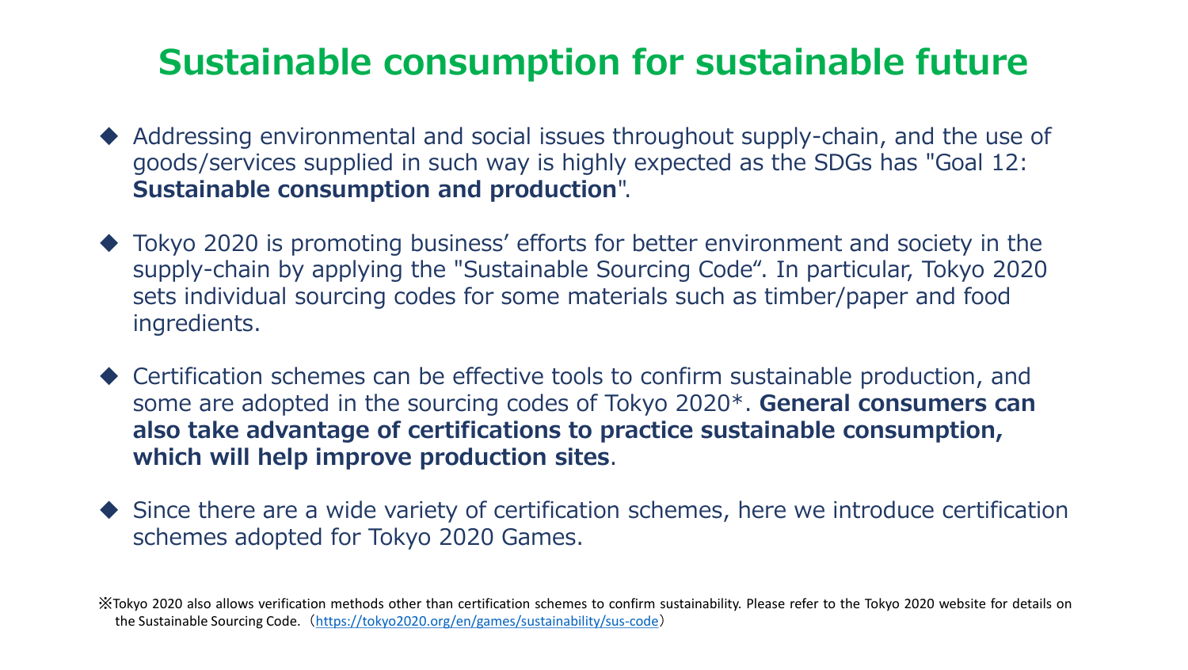# Sustainable consumption for sustainable future

- Addressing environmental and social issues throughout supply-chain, and the use of goods/services supplied in such way is highly expected as the SDGs has "Goal 12: **Sustainable consumption and production**".

- Tokyo 2020 is promoting business' efforts for better environment and society in the supply-chain by applying the "Sustainable Sourcing Code". In particular, Tokyo 2020 sets individual sourcing codes for some materials such as timber/paper and food ingredients.

- Certification schemes can be effective tools to confirm sustainable production, and some are adopted in the sourcing codes of Tokyo 2020*. **General consumers can also take advantage of certifications to practice sustainable consumption, which will help improve production sites**.

- Since there are a wide variety of certification schemes, here we introduce certification schemes adopted for Tokyo 2020 Games.

※Tokyo 2020 also allows verification methods other than certification schemes to confirm sustainability. Please refer to the Tokyo 2020 website for details on the Sustainable Sourcing Code.（https://tokyo2020.org/en/games/sustainability/sus-code）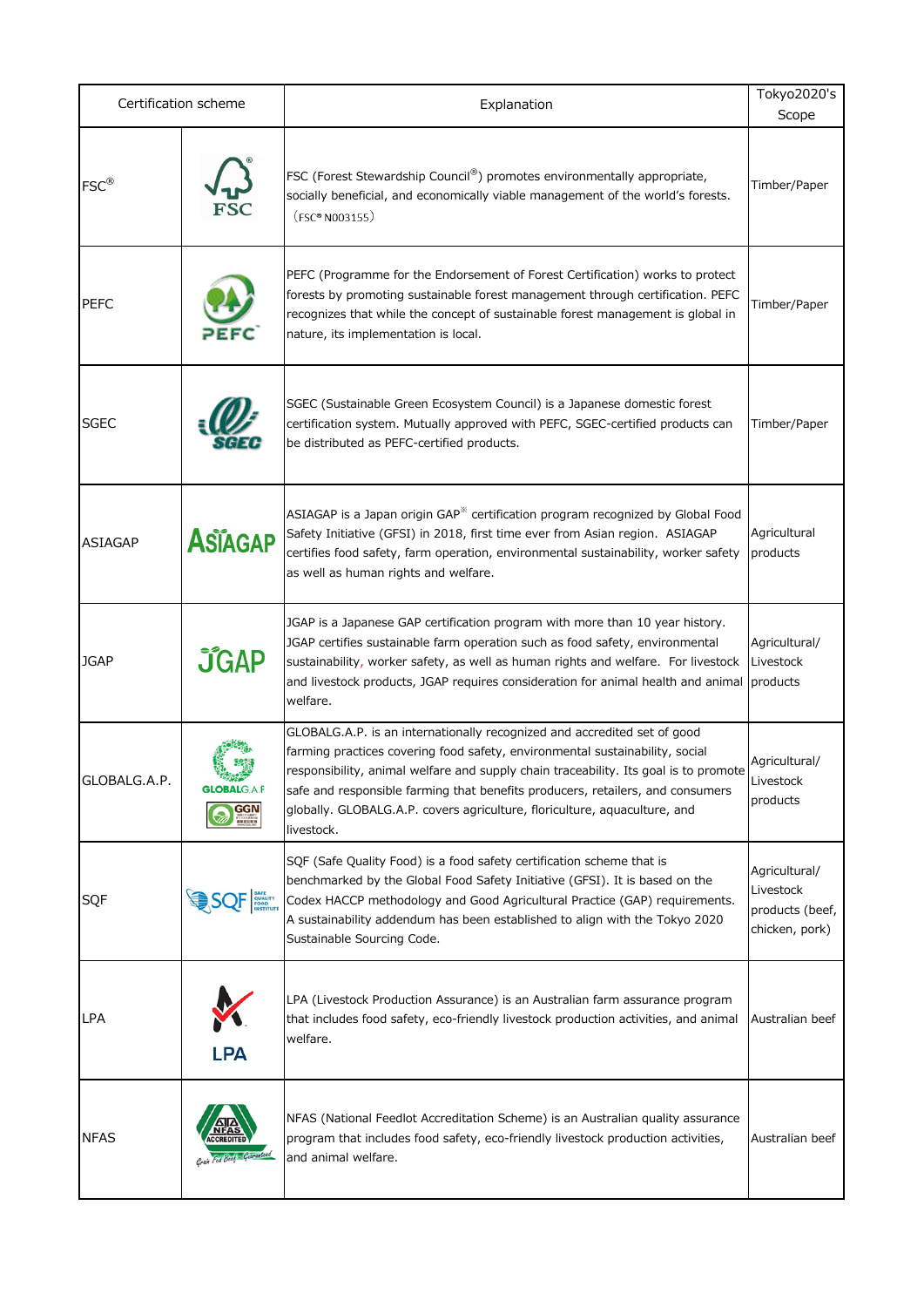| Certification scheme | | Explanation | Tokyo2020's Scope |
|---|---|---|---|
| FSC® | FSC | FSC (Forest Stewardship Council®) promotes environmentally appropriate, socially beneficial, and economically viable management of the world's forests. （FSC® N003155） | Timber/Paper |
| PEFC | PEFC | PEFC (Programme for the Endorsement of Forest Certification) works to protect forests by promoting sustainable forest management through certification. PEFC recognizes that while the concept of sustainable forest management is global in nature, its implementation is local. | Timber/Paper |
| SGEC | SGEC | SGEC (Sustainable Green Ecosystem Council) is a Japanese domestic forest certification system. Mutually approved with PEFC, SGEC-certified products can be distributed as PEFC-certified products. | Timber/Paper |
| ASIAGAP | ASIAGAP | ASIAGAP is a Japan origin GAP※ certification program recognized by Global Food Safety Initiative (GFSI) in 2018, first time ever from Asian region. ASIAGAP certifies food safety, farm operation, environmental sustainability, worker safety as well as human rights and welfare. | Agricultural products |
| JGAP | JGAP | JGAP is a Japanese GAP certification program with more than 10 year history. JGAP certifies sustainable farm operation such as food safety, environmental sustainability, worker safety, as well as human rights and welfare. For livestock and livestock products, JGAP requires consideration for animal health and animal welfare. | Agricultural/ Livestock products |
| GLOBALG.A.P. | GLOBALG.A.P. GGN | GLOBALG.A.P. is an internationally recognized and accredited set of good farming practices covering food safety, environmental sustainability, social responsibility, animal welfare and supply chain traceability. Its goal is to promote safe and responsible farming that benefits producers, retailers, and consumers globally. GLOBALG.A.P. covers agriculture, floriculture, aquaculture, and livestock. | Agricultural/ Livestock products |
| SQF | SQF Safe Quality Food Institute | SQF (Safe Quality Food) is a food safety certification scheme that is benchmarked by the Global Food Safety Initiative (GFSI). It is based on the Codex HACCP methodology and Good Agricultural Practice (GAP) requirements. A sustainability addendum has been established to align with the Tokyo 2020 Sustainable Sourcing Code. | Agricultural/ Livestock products (beef, chicken, pork) |
| LPA | LPA | LPA (Livestock Production Assurance) is an Australian farm assurance program that includes food safety, eco-friendly livestock production activities, and animal welfare. | Australian beef |
| NFAS | NFAS ACCREDITED Grain Fed Beef Guaranteed | NFAS (National Feedlot Accreditation Scheme) is an Australian quality assurance program that includes food safety, eco-friendly livestock production activities, and animal welfare. | Australian beef |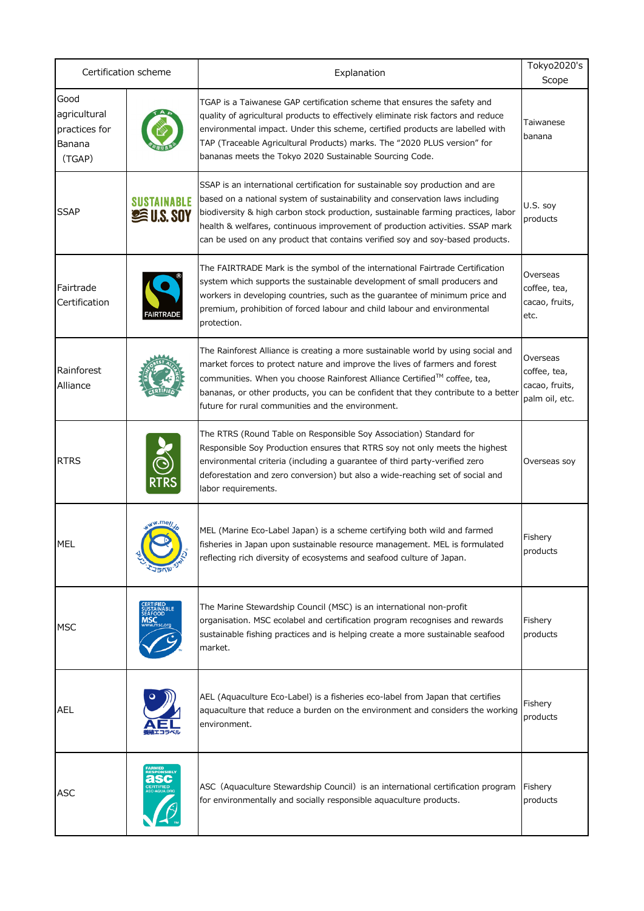| Certification scheme | | Explanation | Tokyo2020's Scope |
|---|---|---|---|
| Good agricultural practices for Banana (TGAP) | | TGAP is a Taiwanese GAP certification scheme that ensures the safety and quality of agricultural products to effectively eliminate risk factors and reduce environmental impact. Under this scheme, certified products are labelled with TAP (Traceable Agricultural Products) marks. The "2020 PLUS version" for bananas meets the Tokyo 2020 Sustainable Sourcing Code. | Taiwanese banana |
| SSAP | SUSTAINABLE U.S. SOY | SSAP is an international certification for sustainable soy production and are based on a national system of sustainability and conservation laws including biodiversity & high carbon stock production, sustainable farming practices, labor health & welfares, continuous improvement of production activities. SSAP mark can be used on any product that contains verified soy and soy-based products. | U.S. soy products |
| Fairtrade Certification | FAIRTRADE | The FAIRTRADE Mark is the symbol of the international Fairtrade Certification system which supports the sustainable development of small producers and workers in developing countries, such as the guarantee of minimum price and premium, prohibition of forced labour and child labour and environmental protection. | Overseas coffee, tea, cacao, fruits, etc. |
| Rainforest Alliance | | The Rainforest Alliance is creating a more sustainable world by using social and market forces to protect nature and improve the lives of farmers and forest communities. When you choose Rainforest Alliance Certified™ coffee, tea, bananas, or other products, you can be confident that they contribute to a better future for rural communities and the environment. | Overseas coffee, tea, cacao, fruits, palm oil, etc. |
| RTRS | RTRS | The RTRS (Round Table on Responsible Soy Association) Standard for Responsible Soy Production ensures that RTRS soy not only meets the highest environmental criteria (including a guarantee of third party-verified zero deforestation and zero conversion) but also a wide-reaching set of social and labor requirements. | Overseas soy |
| MEL | | MEL (Marine Eco-Label Japan) is a scheme certifying both wild and farmed fisheries in Japan upon sustainable resource management. MEL is formulated reflecting rich diversity of ecosystems and seafood culture of Japan. | Fishery products |
| MSC | | The Marine Stewardship Council (MSC) is an international non-profit organisation. MSC ecolabel and certification program recognises and rewards sustainable fishing practices and is helping create a more sustainable seafood market. | Fishery products |
| AEL | AEL | AEL (Aquaculture Eco-Label) is a fisheries eco-label from Japan that certifies aquaculture that reduce a burden on the environment and considers the working environment. | Fishery products |
| ASC | | ASC（Aquaculture Stewardship Council）is an international certification program for environmentally and socially responsible aquaculture products. | Fishery products |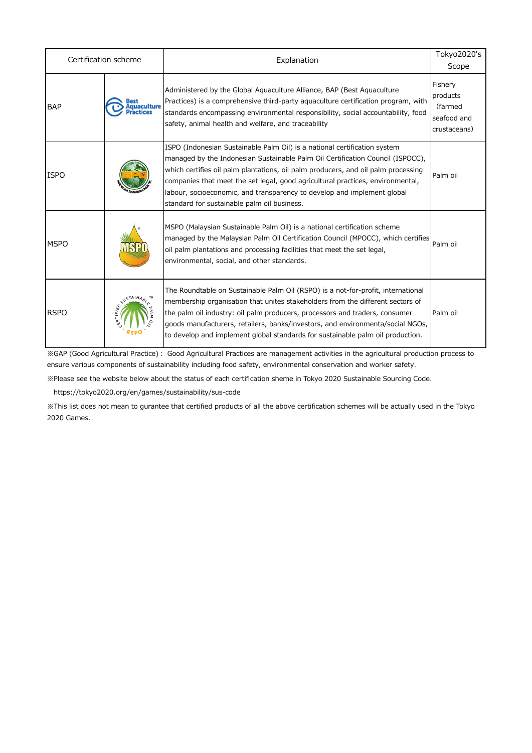| Certification scheme | | Explanation | Tokyo2020's Scope |
|---|---|---|---|
| BAP | | Administered by the Global Aquaculture Alliance, BAP (Best Aquaculture Practices) is a comprehensive third-party aquaculture certification program, with standards encompassing environmental responsibility, social accountability, food safety, animal health and welfare, and traceability | Fishery products (farmed seafood and crustaceans) |
| ISPO | | ISPO (Indonesian Sustainable Palm Oil) is a national certification system managed by the Indonesian Sustainable Palm Oil Certification Council (ISPOCC), which certifies oil palm plantations, oil palm producers, and oil palm processing companies that meet the set legal, good agricultural practices, environmental, labour, socioeconomic, and transparency to develop and implement global standard for sustainable palm oil business. | Palm oil |
| MSPO | | MSPO (Malaysian Sustainable Palm Oil) is a national certification scheme managed by the Malaysian Palm Oil Certification Council (MPOCC), which certifies oil palm plantations and processing facilities that meet the set legal, environmental, social, and other standards. | Palm oil |
| RSPO | | The Roundtable on Sustainable Palm Oil (RSPO) is a not-for-profit, international membership organisation that unites stakeholders from the different sectors of the palm oil industry: oil palm producers, processors and traders, consumer goods manufacturers, retailers, banks/investors, and environmenta/social NGOs, to develop and implement global standards for sustainable palm oil production. | Palm oil |

※GAP (Good Agricultural Practice)： Good Agricultural Practices are management activities in the agricultural production process to ensure various components of sustainability including food safety, environmental conservation and worker safety.

※Please see the website below about the status of each certification sheme in Tokyo 2020 Sustainable Sourcing Code.

https://tokyo2020.org/en/games/sustainability/sus-code

※This list does not mean to gurantee that certified products of all the above certification schemes will be actually used in the Tokyo 2020 Games.